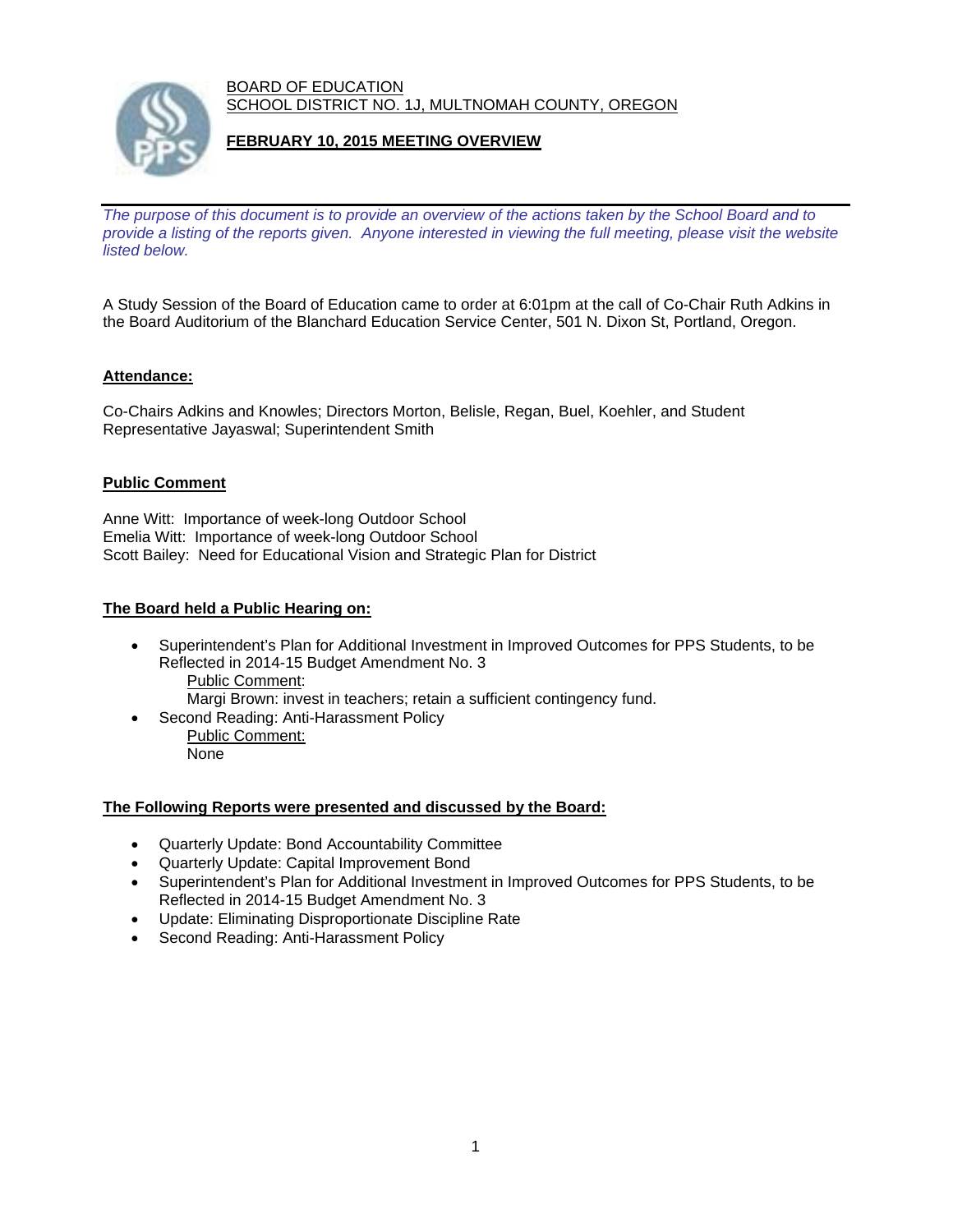BOARD OF EDUCATION
SCHOOL DISTRICT NO. 1J, MULTNOMAH COUNTY, OREGON

# FEBRUARY 10, 2015 MEETING OVERVIEW

*The purpose of this document is to provide an overview of the actions taken by the School Board and to provide a listing of the reports given. Anyone interested in viewing the full meeting, please visit the website listed below.*

A Study Session of the Board of Education came to order at 6:01pm at the call of Co-Chair Ruth Adkins in the Board Auditorium of the Blanchard Education Service Center, 501 N. Dixon St, Portland, Oregon.

## Attendance:

Co-Chairs Adkins and Knowles; Directors Morton, Belisle, Regan, Buel, Koehler, and Student Representative Jayaswal; Superintendent Smith

## Public Comment

Anne Witt: Importance of week-long Outdoor School
Emelia Witt: Importance of week-long Outdoor School
Scott Bailey: Need for Educational Vision and Strategic Plan for District

## The Board held a Public Hearing on:

- Superintendent's Plan for Additional Investment in Improved Outcomes for PPS Students, to be Reflected in 2014-15 Budget Amendment No. 3
  Public Comment:
  Margi Brown: invest in teachers; retain a sufficient contingency fund.
- Second Reading: Anti-Harassment Policy
  Public Comment:
  None

## The Following Reports were presented and discussed by the Board:

- Quarterly Update: Bond Accountability Committee
- Quarterly Update: Capital Improvement Bond
- Superintendent's Plan for Additional Investment in Improved Outcomes for PPS Students, to be Reflected in 2014-15 Budget Amendment No. 3
- Update: Eliminating Disproportionate Discipline Rate
- Second Reading: Anti-Harassment Policy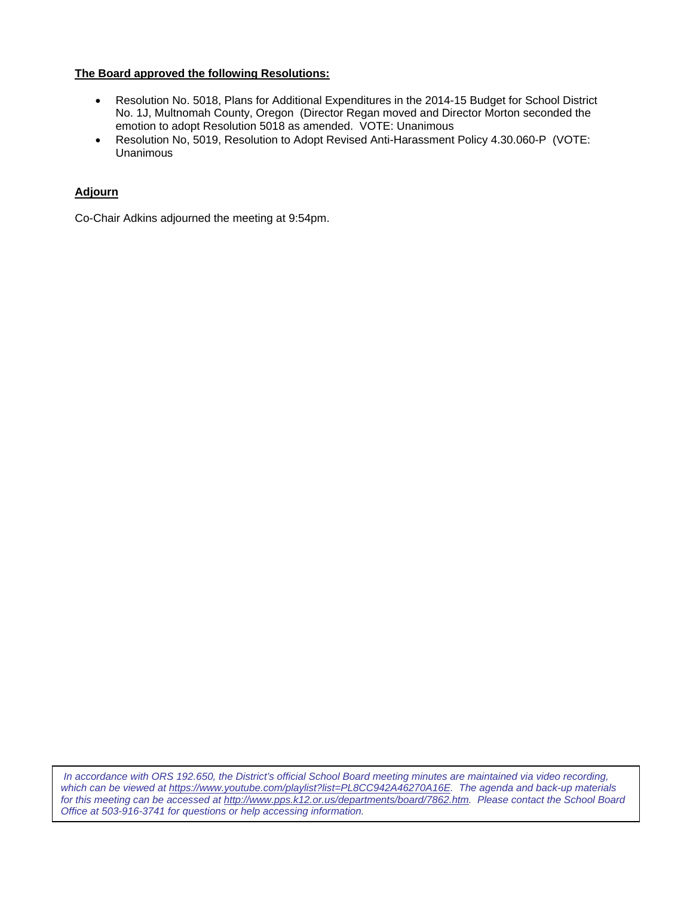**The Board approved the following Resolutions:**

- Resolution No. 5018, Plans for Additional Expenditures in the 2014-15 Budget for School District No. 1J, Multnomah County, Oregon (Director Regan moved and Director Morton seconded the emotion to adopt Resolution 5018 as amended. VOTE: Unanimous
- Resolution No, 5019, Resolution to Adopt Revised Anti-Harassment Policy 4.30.060-P (VOTE: Unanimous

**Adjourn**

Co-Chair Adkins adjourned the meeting at 9:54pm.

*In accordance with ORS 192.650, the District's official School Board meeting minutes are maintained via video recording, which can be viewed at https://www.youtube.com/playlist?list=PL8CC942A46270A16E. The agenda and back-up materials for this meeting can be accessed at http://www.pps.k12.or.us/departments/board/7862.htm. Please contact the School Board Office at 503-916-3741 for questions or help accessing information.*